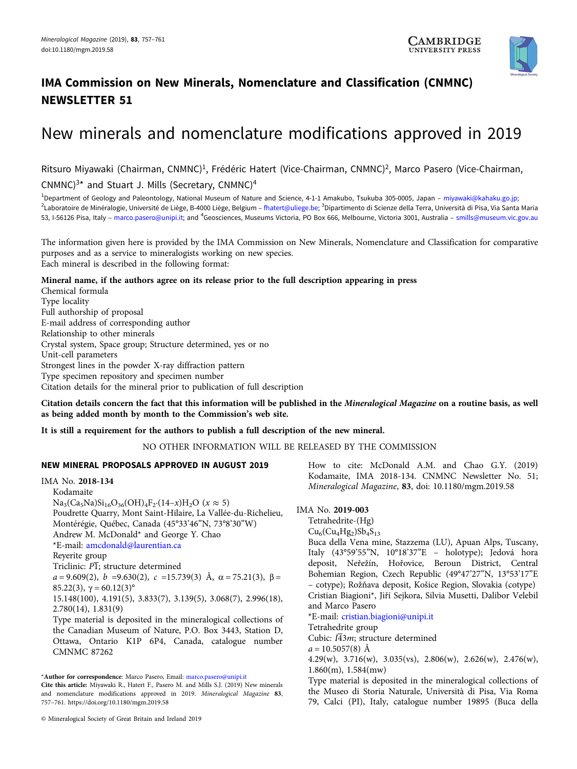# IMA Commission on New Minerals, Nomenclature and Classification (CNMNC) NEWSLETTER 51

# New minerals and nomenclature modifications approved in 2019

Ritsuro Miyawaki (Chairman, CNMNC)[1], Frédéric Hatert (Vice-Chairman, CNMNC)[2], Marco Pasero (Vice-Chairman, CNMNC)[3]* and Stuart J. Mills (Secretary, CNMNC)[4]

[1]Department of Geology and Paleontology, National Museum of Nature and Science, 4-1-1 Amakubo, Tsukuba 305-0005, Japan – miyawaki@kahaku.go.jp; [2]Laboratoire de Minéralogie, Université de Liège, B-4000 Liège, Belgium – fhatert@uliege.be; [3]Dipartimento di Scienze della Terra, Università di Pisa, Via Santa Maria 53, I-56126 Pisa, Italy – marco.pasero@unipi.it; and [4]Geosciences, Museums Victoria, PO Box 666, Melbourne, Victoria 3001, Australia – smills@museum.vic.gov.au

The information given here is provided by the IMA Commission on New Minerals, Nomenclature and Classification for comparative purposes and as a service to mineralogists working on new species.
Each mineral is described in the following format:

**Mineral name, if the authors agree on its release prior to the full description appearing in press**
Chemical formula
Type locality
Full authorship of proposal
E-mail address of corresponding author
Relationship to other minerals
Crystal system, Space group; Structure determined, yes or no
Unit-cell parameters
Strongest lines in the powder X-ray diffraction pattern
Type specimen repository and specimen number
Citation details for the mineral prior to publication of full description

**Citation details concern the fact that this information will be published in the *Mineralogical Magazine* on a routine basis, as well as being added month by month to the Commission's web site.**

**It is still a requirement for the authors to publish a full description of the new mineral.**

NO OTHER INFORMATION WILL BE RELEASED BY THE COMMISSION

## NEW MINERAL PROPOSALS APPROVED IN AUGUST 2019

IMA No. **2018-134**
Kodamaite
$Na_3(Ca_5Na)Si_{16}O_{36}(OH)_4F_2{\cdot}(14–x)H_2O$ ($x \approx 5$)
Poudrette Quarry, Mont Saint-Hilaire, La Vallée-du-Richelieu, Montérégie, Québec, Canada (45°33'46"N, 73°8'30"W)
Andrew M. McDonald* and George Y. Chao
*E-mail: amcdonald@laurentian.ca
Reyerite group
Triclinic: $P\bar{1}$; structure determined
$a$ = 9.609(2), $b$ =9.630(2), $c$ =15.739(3) Å, α = 75.21(3), β = 85.22(3), γ = 60.12(3)°
15.148(100), 4.191(5), 3.833(7), 3.139(5), 3.068(7), 2.996(18), 2.780(14), 1.831(9)
Type material is deposited in the mineralogical collections of the Canadian Museum of Nature, P.O. Box 3443, Station D, Ottawa, Ontario K1P 6P4, Canada, catalogue number CMNMC 87262
How to cite: McDonald A.M. and Chao G.Y. (2019) Kodamaite, IMA 2018-134. CNMNC Newsletter No. 51; *Mineralogical Magazine*, **83**, doi: 10.1180/mgm.2019.58

IMA No. **2019-003**
Tetrahedrite-(Hg)
$Cu_6(Cu_4Hg_2)Sb_4S_{13}$
Buca della Vena mine, Stazzema (LU), Apuan Alps, Tuscany, Italy (43°59'55"N, 10°18'37"E – holotype); Jedová hora deposit, Neřežín, Hořovice, Beroun District, Central Bohemian Region, Czech Republic (49°47'27"N, 13°53'17"E – cotype); Rožňava deposit, Košice Region, Slovakia (cotype)
Cristian Biagioni*, Jiří Sejkora, Silvia Musetti, Dalibor Velebil and Marco Pasero
*E-mail: cristian.biagioni@unipi.it
Tetrahedrite group
Cubic: $I\bar{4}3m$; structure determined
$a$ = 10.5057(8) Å
4.29(w), 3.716(w), 3.035(vs), 2.806(w), 2.626(w), 2.476(w), 1.860(m), 1.584(mw)
Type material is deposited in the mineralogical collections of the Museo di Storia Naturale, Università di Pisa, Via Roma 79, Calci (PI), Italy, catalogue number 19895 (Buca della

*Author for correspondence: Marco Pasero, Email: marco.pasero@unipi.it
Cite this article: Miyawaki R., Hatert F., Pasero M. and Mills S.J. (2019) New minerals and nomenclature modifications approved in 2019. *Mineralogical Magazine* **83**, 757–761. https://doi.org/10.1180/mgm.2019.58

© Mineralogical Society of Great Britain and Ireland 2019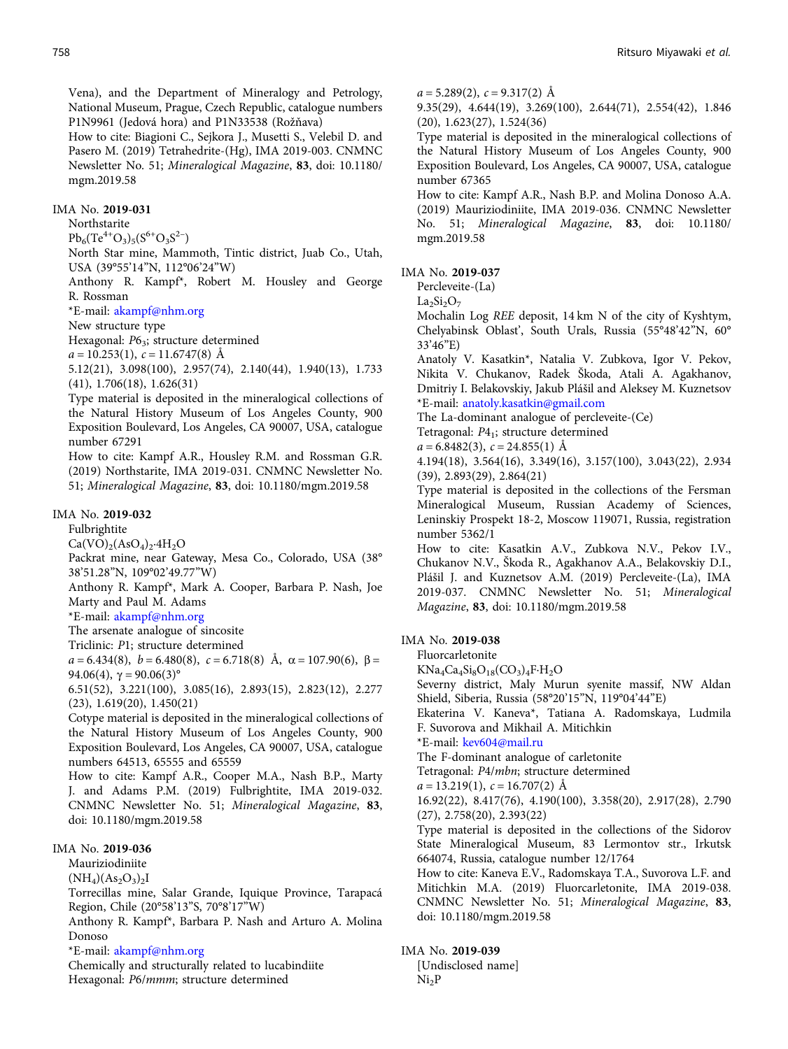Vena), and the Department of Mineralogy and Petrology, National Museum, Prague, Czech Republic, catalogue numbers P1N9961 (Jedová hora) and P1N33538 (Rožňava)

How to cite: Biagioni C., Sejkora J., Musetti S., Velebil D. and Pasero M. (2019) Tetrahedrite-(Hg), IMA 2019-003. CNMNC Newsletter No. 51; *Mineralogical Magazine*, **83**, doi: 10.1180/mgm.2019.58

IMA No. **2019-031**

Northstarite

$Pb_6(Te^{4+}O_3)_5(S^{6+}O_3S^{2-})$

North Star mine, Mammoth, Tintic district, Juab Co., Utah, USA (39°55'14"N, 112°06'24"W)

Anthony R. Kampf*, Robert M. Housley and George R. Rossman

*E-mail: akampf@nhm.org

New structure type

Hexagonal: $P6_3$; structure determined

$a$ = 10.253(1), $c$ = 11.6747(8) Å

5.12(21), 3.098(100), 2.957(74), 2.140(44), 1.940(13), 1.733 (41), 1.706(18), 1.626(31)

Type material is deposited in the mineralogical collections of the Natural History Museum of Los Angeles County, 900 Exposition Boulevard, Los Angeles, CA 90007, USA, catalogue number 67291

How to cite: Kampf A.R., Housley R.M. and Rossman G.R. (2019) Northstarite, IMA 2019-031. CNMNC Newsletter No. 51; *Mineralogical Magazine*, **83**, doi: 10.1180/mgm.2019.58

IMA No. **2019-032**

Fulbrightite

$Ca(VO)_2(AsO_4)_2{\cdot}4H_2O$

Packrat mine, near Gateway, Mesa Co., Colorado, USA (38° 38'51.28"N, 109°02'49.77"W)

Anthony R. Kampf*, Mark A. Cooper, Barbara P. Nash, Joe Marty and Paul M. Adams

*E-mail: akampf@nhm.org

The arsenate analogue of sincosite

Triclinic: $P1$; structure determined

$a$ = 6.434(8), $b$ = 6.480(8), $c$ = 6.718(8) Å, α = 107.90(6), β = 94.06(4), γ = 90.06(3)°

6.51(52), 3.221(100), 3.085(16), 2.893(15), 2.823(12), 2.277 (23), 1.619(20), 1.450(21)

Cotype material is deposited in the mineralogical collections of the Natural History Museum of Los Angeles County, 900 Exposition Boulevard, Los Angeles, CA 90007, USA, catalogue numbers 64513, 65555 and 65559

How to cite: Kampf A.R., Cooper M.A., Nash B.P., Marty J. and Adams P.M. (2019) Fulbrightite, IMA 2019-032. CNMNC Newsletter No. 51; *Mineralogical Magazine*, **83**, doi: 10.1180/mgm.2019.58

IMA No. **2019-036**

Mauriziodiniite

$(NH_4)(As_2O_3)_2I$

Torrecillas mine, Salar Grande, Iquique Province, Tarapacá Region, Chile (20°58'13"S, 70°8'17"W)

Anthony R. Kampf*, Barbara P. Nash and Arturo A. Molina Donoso

*E-mail: akampf@nhm.org

Chemically and structurally related to lucabindiite

Hexagonal: $P6/mmm$; structure determined

$a$ = 5.289(2), $c$ = 9.317(2) Å

9.35(29), 4.644(19), 3.269(100), 2.644(71), 2.554(42), 1.846 (20), 1.623(27), 1.524(36)

Type material is deposited in the mineralogical collections of the Natural History Museum of Los Angeles County, 900 Exposition Boulevard, Los Angeles, CA 90007, USA, catalogue number 67365

How to cite: Kampf A.R., Nash B.P. and Molina Donoso A.A. (2019) Mauriziodiniite, IMA 2019-036. CNMNC Newsletter No. 51; *Mineralogical Magazine*, **83**, doi: 10.1180/mgm.2019.58

IMA No. **2019-037**

Percleveite-(La)

$La_2Si_2O_7$

Mochalin Log *REE* deposit, 14 km N of the city of Kyshtym, Chelyabinsk Oblast', South Urals, Russia (55°48'42"N, 60° 33'46"E)

Anatoly V. Kasatkin*, Natalia V. Zubkova, Igor V. Pekov, Nikita V. Chukanov, Radek Škoda, Atali A. Agakhanov, Dmitriy I. Belakovskiy, Jakub Plášil and Aleksey M. Kuznetsov

*E-mail: anatoly.kasatkin@gmail.com

The La-dominant analogue of percleveite-(Ce)

Tetragonal: $P4_1$; structure determined

$a$ = 6.8482(3), $c$ = 24.855(1) Å

4.194(18), 3.564(16), 3.349(16), 3.157(100), 3.043(22), 2.934 (39), 2.893(29), 2.864(21)

Type material is deposited in the collections of the Fersman Mineralogical Museum, Russian Academy of Sciences, Leninskiy Prospekt 18-2, Moscow 119071, Russia, registration number 5362/1

How to cite: Kasatkin A.V., Zubkova N.V., Pekov I.V., Chukanov N.V., Škoda R., Agakhanov A.A., Belakovskiy D.I., Plášil J. and Kuznetsov A.M. (2019) Percleveite-(La), IMA 2019-037. CNMNC Newsletter No. 51; *Mineralogical Magazine*, **83**, doi: 10.1180/mgm.2019.58

IMA No. **2019-038**

Fluorcarletonite

$KNa_4Ca_4Si_8O_{18}(CO_3)_4F{\cdot}H_2O$

Severny district, Maly Murun syenite massif, NW Aldan Shield, Siberia, Russia (58°20'15"N, 119°04'44"E)

Ekaterina V. Kaneva*, Tatiana A. Radomskaya, Ludmila F. Suvorova and Mikhail A. Mitichkin

*E-mail: kev604@mail.ru

The F-dominant analogue of carletonite

Tetragonal: $P4/mbn$; structure determined

$a$ = 13.219(1), $c$ = 16.707(2) Å

16.92(22), 8.417(76), 4.190(100), 3.358(20), 2.917(28), 2.790 (27), 2.758(20), 2.393(22)

Type material is deposited in the collections of the Sidorov State Mineralogical Museum, 83 Lermontov str., Irkutsk 664074, Russia, catalogue number 12/1764

How to cite: Kaneva E.V., Radomskaya T.A., Suvorova L.F. and Mitichkin M.A. (2019) Fluorcarletonite, IMA 2019-038. CNMNC Newsletter No. 51; *Mineralogical Magazine*, **83**, doi: 10.1180/mgm.2019.58

IMA No. **2019-039**

[Undisclosed name]

$Ni_2P$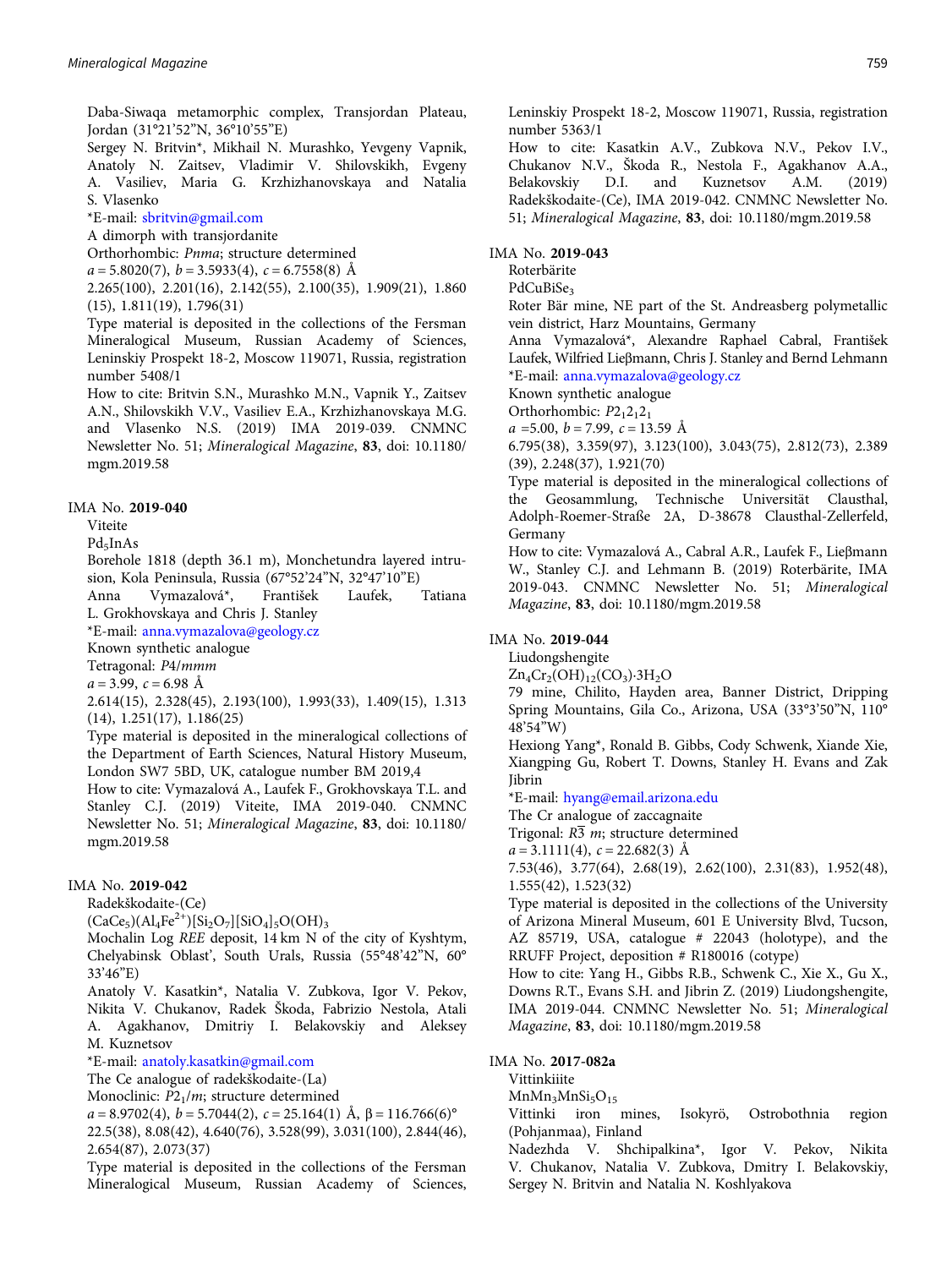Daba-Siwaqa metamorphic complex, Transjordan Plateau, Jordan (31°21'52"N, 36°10'55"E)

Sergey N. Britvin*, Mikhail N. Murashko, Yevgeny Vapnik, Anatoly N. Zaitsev, Vladimir V. Shilovskikh, Evgeny A. Vasiliev, Maria G. Krzhizhanovskaya and Natalia S. Vlasenko

*E-mail: sbritvin@gmail.com

A dimorph with transjordanite

Orthorhombic: *Pnma*; structure determined

$a$ = 5.8020(7), $b$ = 3.5933(4), $c$ = 6.7558(8) Å

2.265(100), 2.201(16), 2.142(55), 2.100(35), 1.909(21), 1.860 (15), 1.811(19), 1.796(31)

Type material is deposited in the collections of the Fersman Mineralogical Museum, Russian Academy of Sciences, Leninskiy Prospekt 18-2, Moscow 119071, Russia, registration number 5408/1

How to cite: Britvin S.N., Murashko M.N., Vapnik Y., Zaitsev A.N., Shilovskikh V.V., Vasiliev E.A., Krzhizhanovskaya M.G. and Vlasenko N.S. (2019) IMA 2019-039. CNMNC Newsletter No. 51; *Mineralogical Magazine*, **83**, doi: 10.1180/mgm.2019.58

IMA No. **2019-040**

Viteite

$Pd_5InAs$

Borehole 1818 (depth 36.1 m), Monchetundra layered intrusion, Kola Peninsula, Russia (67°52'24"N, 32°47'10"E)

Anna Vymazalová*, František Laufek, Tatiana L. Grokhovskaya and Chris J. Stanley

*E-mail: anna.vymazalova@geology.cz

Known synthetic analogue

Tetragonal: *P*4/*mmm*

$a$ = 3.99, $c$ = 6.98 Å

2.614(15), 2.328(45), 2.193(100), 1.993(33), 1.409(15), 1.313 (14), 1.251(17), 1.186(25)

Type material is deposited in the mineralogical collections of the Department of Earth Sciences, Natural History Museum, London SW7 5BD, UK, catalogue number BM 2019,4

How to cite: Vymazalová A., Laufek F., Grokhovskaya T.L. and Stanley C.J. (2019) Viteite, IMA 2019-040. CNMNC Newsletter No. 51; *Mineralogical Magazine*, **83**, doi: 10.1180/mgm.2019.58

IMA No. **2019-042**

Radekškodaite-(Ce)

$(CaCe_5)(Al_4Fe^{2+})[Si_2O_7][SiO_4]_5O(OH)_3$

Mochalin Log *REE* deposit, 14 km N of the city of Kyshtym, Chelyabinsk Oblast', South Urals, Russia (55°48'42"N, 60° 33'46"E)

Anatoly V. Kasatkin*, Natalia V. Zubkova, Igor V. Pekov, Nikita V. Chukanov, Radek Škoda, Fabrizio Nestola, Atali A. Agakhanov, Dmitriy I. Belakovskiy and Aleksey M. Kuznetsov

*E-mail: anatoly.kasatkin@gmail.com

The Ce analogue of radekškodaite-(La)

Monoclinic: $P2_1/m$; structure determined

$a$ = 8.9702(4), $b$ = 5.7044(2), $c$ = 25.164(1) Å, β = 116.766(6)°

22.5(38), 8.08(42), 4.640(76), 3.528(99), 3.031(100), 2.844(46), 2.654(87), 2.073(37)

Type material is deposited in the collections of the Fersman Mineralogical Museum, Russian Academy of Sciences, Leninskiy Prospekt 18-2, Moscow 119071, Russia, registration number 5363/1

How to cite: Kasatkin A.V., Zubkova N.V., Pekov I.V., Chukanov N.V., Škoda R., Nestola F., Agakhanov A.A., Belakovskiy D.I. and Kuznetsov A.M. (2019) Radekškodaite-(Ce), IMA 2019-042. CNMNC Newsletter No. 51; *Mineralogical Magazine*, **83**, doi: 10.1180/mgm.2019.58

IMA No. **2019-043**

Roterbärite

$PdCuBiSe_3$

Roter Bär mine, NE part of the St. Andreasberg polymetallic vein district, Harz Mountains, Germany

Anna Vymazalová*, Alexandre Raphael Cabral, František Laufek, Wilfried Lieβmann, Chris J. Stanley and Bernd Lehmann

*E-mail: anna.vymazalova@geology.cz

Known synthetic analogue

Orthorhombic: $P2_12_12_1$

$a$ =5.00, $b$ = 7.99, $c$ = 13.59 Å

6.795(38), 3.359(97), 3.123(100), 3.043(75), 2.812(73), 2.389 (39), 2.248(37), 1.921(70)

Type material is deposited in the mineralogical collections of the Geosammlung, Technische Universität Clausthal, Adolph-Roemer-Straße 2A, D-38678 Clausthal-Zellerfeld, Germany

How to cite: Vymazalová A., Cabral A.R., Laufek F., Lieβmann W., Stanley C.J. and Lehmann B. (2019) Roterbärite, IMA 2019-043. CNMNC Newsletter No. 51; *Mineralogical Magazine*, **83**, doi: 10.1180/mgm.2019.58

IMA No. **2019-044**

Liudongshengite

$Zn_4Cr_2(OH)_{12}(CO_3)\cdot 3H_2O$

79 mine, Chilito, Hayden area, Banner District, Dripping Spring Mountains, Gila Co., Arizona, USA (33°3'50"N, 110° 48'54"W)

Hexiong Yang*, Ronald B. Gibbs, Cody Schwenk, Xiande Xie, Xiangping Gu, Robert T. Downs, Stanley H. Evans and Zak Jibrin

*E-mail: hyang@email.arizona.edu

The Cr analogue of zaccagnaite

Trigonal: $R\bar{3}m$; structure determined

$a$ = 3.1111(4), $c$ = 22.682(3) Å

7.53(46), 3.77(64), 2.68(19), 2.62(100), 2.31(83), 1.952(48), 1.555(42), 1.523(32)

Type material is deposited in the collections of the University of Arizona Mineral Museum, 601 E University Blvd, Tucson, AZ 85719, USA, catalogue # 22043 (holotype), and the RRUFF Project, deposition # R180016 (cotype)

How to cite: Yang H., Gibbs R.B., Schwenk C., Xie X., Gu X., Downs R.T., Evans S.H. and Jibrin Z. (2019) Liudongshengite, IMA 2019-044. CNMNC Newsletter No. 51; *Mineralogical Magazine*, **83**, doi: 10.1180/mgm.2019.58

IMA No. **2017-082a**

Vittinkiite

$MnMn_3MnSi_5O_{15}$

Vittinki iron mines, Isokyrö, Ostrobothnia region (Pohjanmaa), Finland

Nadezhda V. Shchipalkina*, Igor V. Pekov, Nikita V. Chukanov, Natalia V. Zubkova, Dmitry I. Belakovskiy, Sergey N. Britvin and Natalia N. Koshlyakova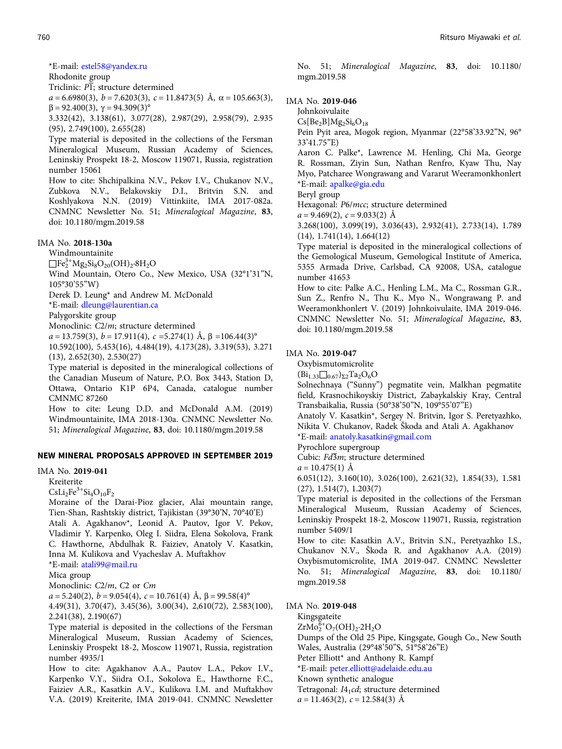*E-mail: estel58@yandex.ru

Rhodonite group

Triclinic: $P\bar{1}$; structure determined

$a$ = 6.6980(3), $b$ = 7.6203(3), $c$ = 11.8473(5) Å, α = 105.663(3), β = 92.400(3), γ = 94.309(3)°

3.332(42), 3.138(61), 3.077(28), 2.987(29), 2.958(79), 2.935 (95), 2.749(100), 2.655(28)

Type material is deposited in the collections of the Fersman Mineralogical Museum, Russian Academy of Sciences, Leninskiy Prospekt 18-2, Moscow 119071, Russia, registration number 15061

How to cite: Shchipalkina N.V., Pekov I.V., Chukanov N.V., Zubkova N.V., Belakovskiy D.I., Britvin S.N. and Koshlyakova N.N. (2019) Vittinkiite, IMA 2017-082a. CNMNC Newsletter No. 51; *Mineralogical Magazine*, **83**, doi: 10.1180/mgm.2019.58

IMA No. **2018-130a**

Windmountainite

$\square Fe^{3+}_2Mg_2Si_8O_{20}(OH)_2{\cdot}8H_2O$

Wind Mountain, Otero Co., New Mexico, USA (32°1'31"N, 105°30'55"W)

Derek D. Leung* and Andrew M. McDonald

*E-mail: dleung@laurentian.ca

Palygorskite group

Monoclinic: $C2/m$; structure determined

$a$ = 13.759(3), $b$ = 17.911(4), $c$ =5.274(1) Å, β =106.44(3)°

10.592(100), 5.453(16), 4.484(19), 4.173(28), 3.319(53), 3.271 (13), 2.652(30), 2.530(27)

Type material is deposited in the mineralogical collections of the Canadian Museum of Nature, P.O. Box 3443, Station D, Ottawa, Ontario K1P 6P4, Canada, catalogue number CMNMC 87260

How to cite: Leung D.D. and McDonald A.M. (2019) Windmountainite, IMA 2018-130a. CNMNC Newsletter No. 51; *Mineralogical Magazine*, **83**, doi: 10.1180/mgm.2019.58

## NEW MINERAL PROPOSALS APPROVED IN SEPTEMBER 2019

IMA No. **2019-041**

Kreiterite

$CsLi_2Fe^{3+}Si_4O_{10}F_2$

Moraine of the Darai-Pioz glacier, Alai mountain range, Tien-Shan, Rashtskiy district, Tajikistan (39°30'N, 70°40'E)

Atali A. Agakhanov*, Leonid A. Pautov, Igor V. Pekov, Vladimir Y. Karpenko, Oleg I. Siidra, Elena Sokolova, Frank C. Hawthorne, Abdulhak R. Faiziev, Anatoly V. Kasatkin, Inna M. Kulikova and Vyacheslav A. Muftakhov

*E-mail: atali99@mail.ru

Mica group

Monoclinic: $C2/m$, $C2$ or $Cm$

$a$ = 5.240(2), $b$ = 9.054(4), $c$ = 10.761(4) Å, β = 99.58(4)°

4.49(31), 3.70(47), 3.45(36), 3.00(34), 2,610(72), 2.583(100), 2.241(38), 2.190(67)

Type material is deposited in the collections of the Fersman Mineralogical Museum, Russian Academy of Sciences, Leninskiy Prospekt 18-2, Moscow 119071, Russia, registration number 4935/1

How to cite: Agakhanov A.A., Pautov L.A., Pekov I.V., Karpenko V.Y., Siidra O.I., Sokolova E., Hawthorne F.C., Faiziev A.R., Kasatkin A.V., Kulikova I.M. and Muftakhov V.A. (2019) Kreiterite, IMA 2019-041. CNMNC Newsletter No. 51; *Mineralogical Magazine*, **83**, doi: 10.1180/mgm.2019.58

IMA No. **2019-046**

Johnkoivulaite

$Cs[Be_2B]Mg_2Si_6O_{18}$

Pein Pyit area, Mogok region, Myanmar (22°58'33.92"N, 96° 33'41.75"E)

Aaron C. Palke*, Lawrence M. Henling, Chi Ma, George R. Rossman, Ziyin Sun, Nathan Renfro, Kyaw Thu, Nay Myo, Patcharee Wongrawang and Vararut Weeramonkhonlert

*E-mail: apalke@gia.edu

Beryl group

Hexagonal: $P6/mcc$; structure determined

$a$ = 9.469(2), $c$ = 9.033(2) Å

3.268(100), 3.099(19), 3.036(43), 2.932(41), 2.733(14), 1.789 (14), 1.741(14), 1.664(12)

Type material is deposited in the mineralogical collections of the Gemological Museum, Gemological Institute of America, 5355 Armada Drive, Carlsbad, CA 92008, USA, catalogue number 41653

How to cite: Palke A.C., Henling L.M., Ma C., Rossman G.R., Sun Z., Renfro N., Thu K., Myo N., Wongrawang P. and Weeramonkhonlert V. (2019) Johnkoivulaite, IMA 2019-046. CNMNC Newsletter No. 51; *Mineralogical Magazine*, **83**, doi: 10.1180/mgm.2019.58

IMA No. **2019-047**

Oxybismutomicrolite

$(Bi_{1.33}\square_{0.67})_{\Sigma 2}Ta_2O_6O$

Solnechnaya ("Sunny") pegmatite vein, Malkhan pegmatite field, Krasnochikoyskiy District, Zabaykalskiy Kray, Central Transbaikalia, Russia (50°38'50"N, 109°55'07"E)

Anatoly V. Kasatkin*, Sergey N. Britvin, Igor S. Peretyazhko, Nikita V. Chukanov, Radek Škoda and Atali A. Agakhanov

*E-mail: anatoly.kasatkin@gmail.com

Pyrochlore supergroup

Cubic: $Fd\bar{3}m$; structure determined

$a$ = 10.475(1) Å

6.051(12), 3.160(10), 3.026(100), 2.621(32), 1.854(33), 1.581 (27), 1.514(7), 1.203(7)

Type material is deposited in the collections of the Fersman Mineralogical Museum, Russian Academy of Sciences, Leninskiy Prospekt 18-2, Moscow 119071, Russia, registration number 5409/1

How to cite: Kasatkin A.V., Britvin S.N., Peretyazhko I.S., Chukanov N.V., Škoda R. and Agakhanov A.A. (2019) Oxybismutomicrolite, IMA 2019-047. CNMNC Newsletter No. 51; *Mineralogical Magazine*, **83**, doi: 10.1180/mgm.2019.58

IMA No. **2019-048**

Kingsgateite

$ZrMo^{6+}_2O_7(OH)_2{\cdot}2H_2O$

Dumps of the Old 25 Pipe, Kingsgate, Gough Co., New South Wales, Australia (29°48'50"S, 51°58'26"E)

Peter Elliott* and Anthony R. Kampf

*E-mail: peter.elliott@adelaide.edu.au

Known synthetic analogue

Tetragonal: $I4_1cd$; structure determined

$a$ = 11.463(2), $c$ = 12.584(3) Å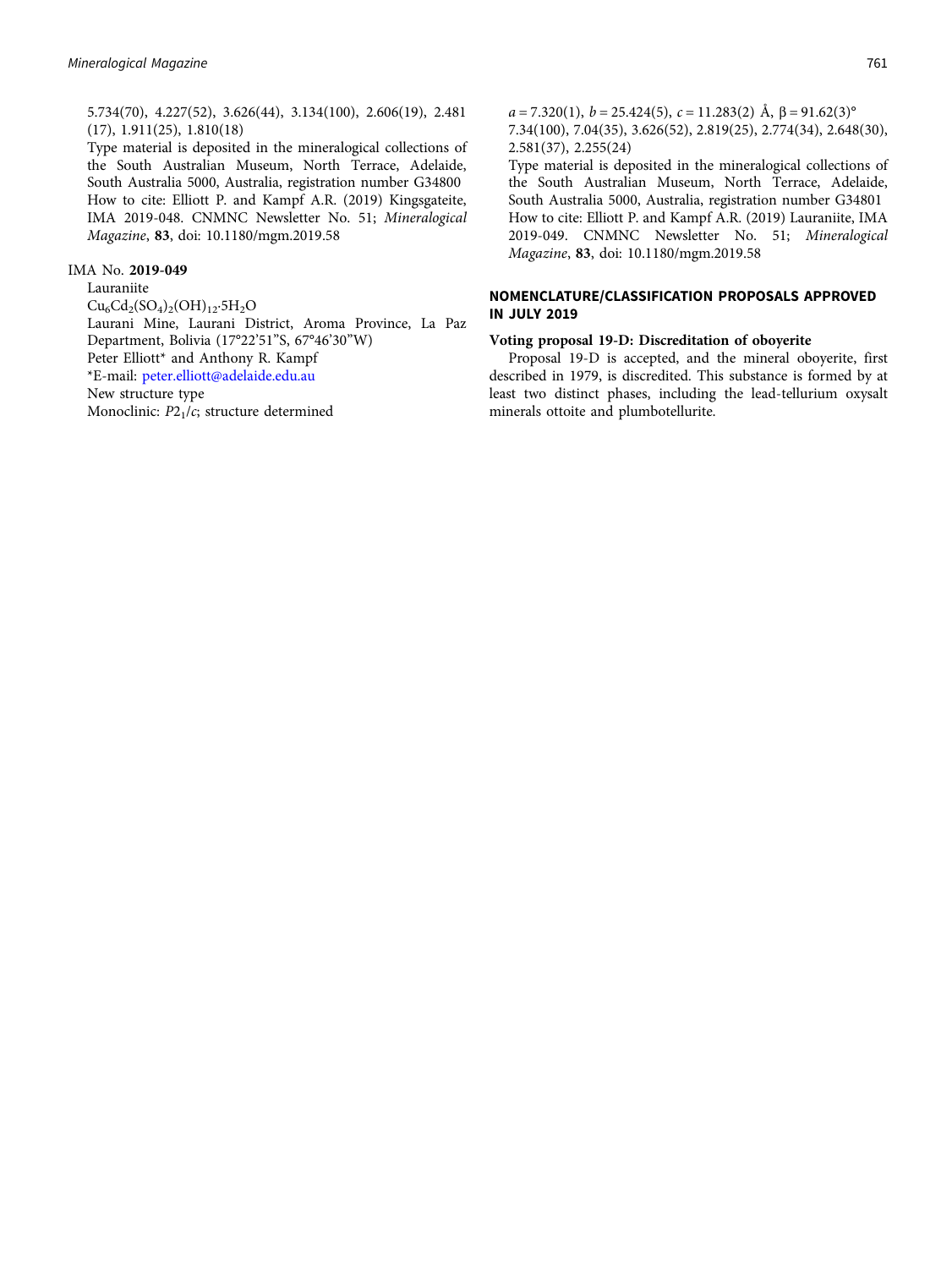5.734(70), 4.227(52), 3.626(44), 3.134(100), 2.606(19), 2.481 (17), 1.911(25), 1.810(18)

Type material is deposited in the mineralogical collections of the South Australian Museum, North Terrace, Adelaide, South Australia 5000, Australia, registration number G34800

How to cite: Elliott P. and Kampf A.R. (2019) Kingsgateite, IMA 2019-048. CNMNC Newsletter No. 51; *Mineralogical Magazine*, **83**, doi: 10.1180/mgm.2019.58

IMA No. **2019-049**

Lauraniite

$Cu_6Cd_2(SO_4)_2(OH)_{12}{\cdot}5H_2O$

Laurani Mine, Laurani District, Aroma Province, La Paz Department, Bolivia (17°22′51″S, 67°46′30″W)

Peter Elliott* and Anthony R. Kampf

*E-mail: peter.elliott@adelaide.edu.au

New structure type

Monoclinic: $P2_1/c$; structure determined

$a$ = 7.320(1), $b$ = 25.424(5), $c$ = 11.283(2) Å, β = 91.62(3)°

7.34(100), 7.04(35), 3.626(52), 2.819(25), 2.774(34), 2.648(30), 2.581(37), 2.255(24)

Type material is deposited in the mineralogical collections of the South Australian Museum, North Terrace, Adelaide, South Australia 5000, Australia, registration number G34801

How to cite: Elliott P. and Kampf A.R. (2019) Lauraniite, IMA 2019-049. CNMNC Newsletter No. 51; *Mineralogical Magazine*, **83**, doi: 10.1180/mgm.2019.58

## NOMENCLATURE/CLASSIFICATION PROPOSALS APPROVED IN JULY 2019

### Voting proposal 19-D: Discreditation of oboyerite

Proposal 19-D is accepted, and the mineral oboyerite, first described in 1979, is discredited. This substance is formed by at least two distinct phases, including the lead-tellurium oxysalt minerals ottoite and plumbotellurite.